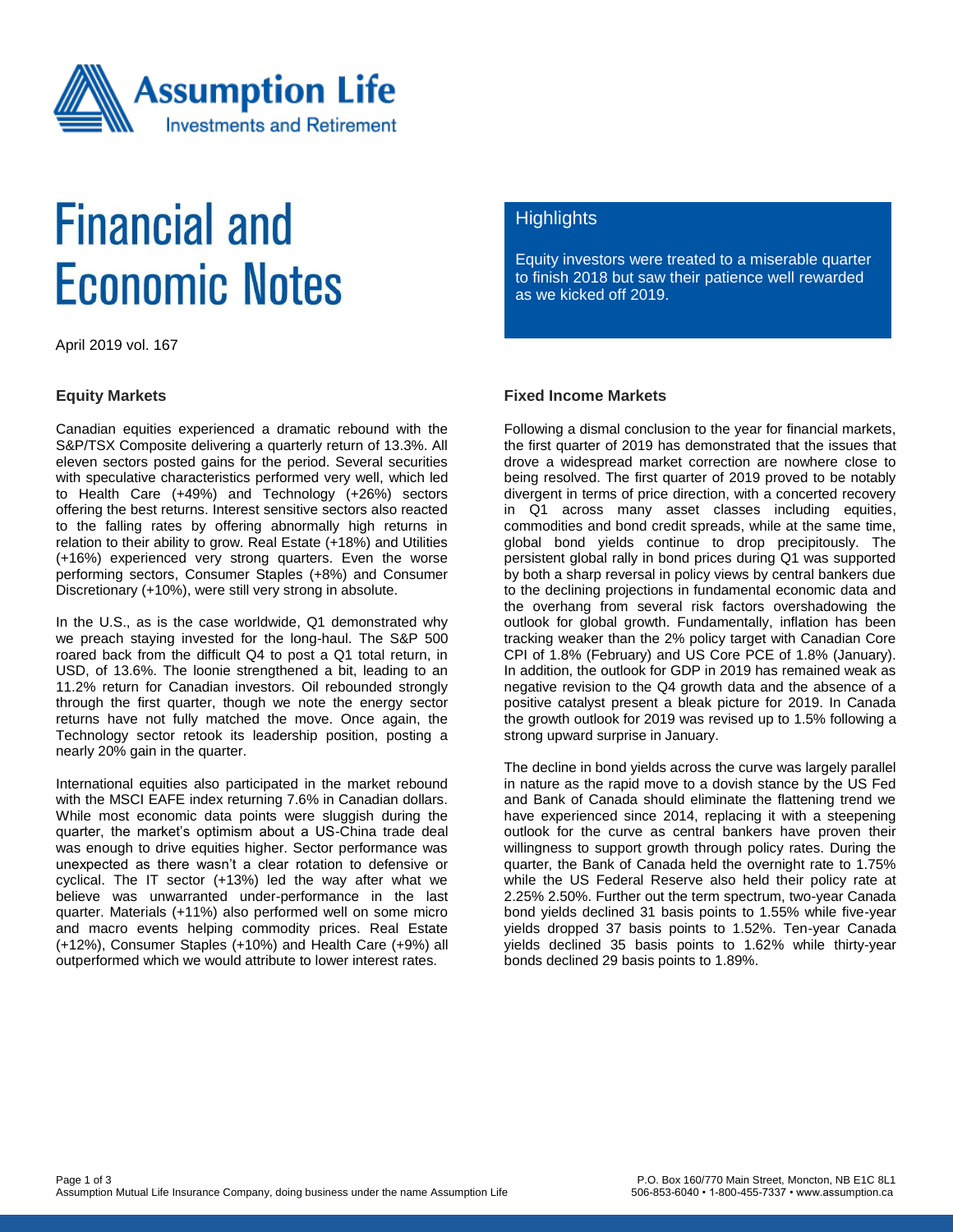# Financial and Economic Notes

April 2019 vol. 167

## Highlights

Equity investors were treated to a miserable quarter to finish 2018 but saw their patience well rewarded as we kicked off 2019.

### Equity Markets

Canadian equities experienced a dramatic rebound with the S&P/TSX Composite delivering a quarterly return of 13.3%. All eleven sectors posted gains for the period. Several securities with speculative characteristics performed very well, which led to Health Care (+49%) and Technology (+26%) sectors offering the best returns. Interest sensitive sectors also reacted to the falling rates by offering abnormally high returns in relation to their ability to grow. Real Estate (+18%) and Utilities (+16%) experienced very strong quarters. Even the worse performing sectors, Consumer Staples (+8%) and Consumer Discretionary (+10%), were still very strong in absolute.

In the U.S., as is the case worldwide, Q1 demonstrated why we preach staying invested for the long-haul. The S&P 500 roared back from the difficult Q4 to post a Q1 total return, in USD, of 13.6%. The loonie strengthened a bit, leading to an 11.2% return for Canadian investors. Oil rebounded strongly through the first quarter, though we note the energy sector returns have not fully matched the move. Once again, the Technology sector retook its leadership position, posting a nearly 20% gain in the quarter.

International equities also participated in the market rebound with the MSCI EAFE index returning 7.6% in Canadian dollars. While most economic data points were sluggish during the quarter, the market's optimism about a US-China trade deal was enough to drive equities higher. Sector performance was unexpected as there wasn't a clear rotation to defensive or cyclical. The IT sector (+13%) led the way after what we believe was unwarranted under-performance in the last quarter. Materials (+11%) also performed well on some micro and macro events helping commodity prices. Real Estate (+12%), Consumer Staples (+10%) and Health Care (+9%) all outperformed which we would attribute to lower interest rates.

### Fixed Income Markets

Following a dismal conclusion to the year for financial markets, the first quarter of 2019 has demonstrated that the issues that drove a widespread market correction are nowhere close to being resolved. The first quarter of 2019 proved to be notably divergent in terms of price direction, with a concerted recovery in Q1 across many asset classes including equities, commodities and bond credit spreads, while at the same time, global bond yields continue to drop precipitously. The persistent global rally in bond prices during Q1 was supported by both a sharp reversal in policy views by central bankers due to the declining projections in fundamental economic data and the overhang from several risk factors overshadowing the outlook for global growth. Fundamentally, inflation has been tracking weaker than the 2% policy target with Canadian Core CPI of 1.8% (February) and US Core PCE of 1.8% (January). In addition, the outlook for GDP in 2019 has remained weak as negative revision to the Q4 growth data and the absence of a positive catalyst present a bleak picture for 2019. In Canada the growth outlook for 2019 was revised up to 1.5% following a strong upward surprise in January.

The decline in bond yields across the curve was largely parallel in nature as the rapid move to a dovish stance by the US Fed and Bank of Canada should eliminate the flattening trend we have experienced since 2014, replacing it with a steepening outlook for the curve as central bankers have proven their willingness to support growth through policy rates. During the quarter, the Bank of Canada held the overnight rate to 1.75% while the US Federal Reserve also held their policy rate at 2.25% 2.50%. Further out the term spectrum, two-year Canada bond yields declined 31 basis points to 1.55% while five-year yields dropped 37 basis points to 1.52%. Ten-year Canada yields declined 35 basis points to 1.62% while thirty-year bonds declined 29 basis points to 1.89%.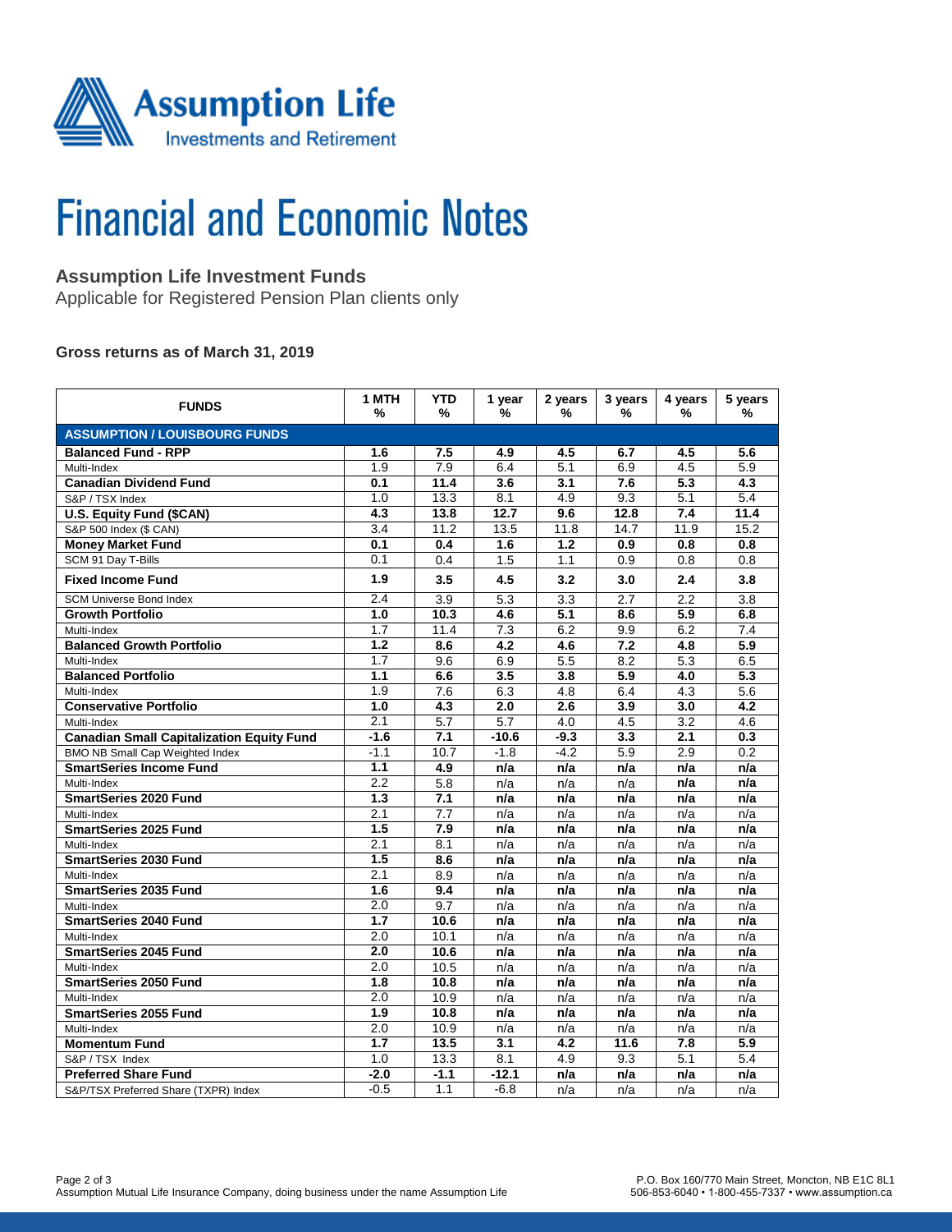# Financial and Economic Notes

## Assumption Life Investment Funds

Applicable for Registered Pension Plan clients only

**Gross returns as of March 31, 2019**

| FUNDS | 1 MTH % | YTD % | 1 year % | 2 years % | 3 years % | 4 years % | 5 years % |
|---|---|---|---|---|---|---|---|
| **ASSUMPTION / LOUISBOURG FUNDS** | | | | | | | |
| **Balanced Fund - RPP** | **1.6** | **7.5** | **4.9** | **4.5** | **6.7** | **4.5** | **5.6** |
| Multi-Index | 1.9 | 7.9 | 6.4 | 5.1 | 6.9 | 4.5 | 5.9 |
| **Canadian Dividend Fund** | **0.1** | **11.4** | **3.6** | **3.1** | **7.6** | **5.3** | **4.3** |
| S&P / TSX Index | 1.0 | 13.3 | 8.1 | 4.9 | 9.3 | 5.1 | 5.4 |
| **U.S. Equity Fund ($CAN)** | **4.3** | **13.8** | **12.7** | **9.6** | **12.8** | **7.4** | **11.4** |
| S&P 500 Index ($ CAN) | 3.4 | 11.2 | 13.5 | 11.8 | 14.7 | 11.9 | 15.2 |
| **Money Market Fund** | **0.1** | **0.4** | **1.6** | **1.2** | **0.9** | **0.8** | **0.8** |
| SCM 91 Day T-Bills | 0.1 | 0.4 | 1.5 | 1.1 | 0.9 | 0.8 | 0.8 |
| **Fixed Income Fund** | **1.9** | **3.5** | **4.5** | **3.2** | **3.0** | **2.4** | **3.8** |
| SCM Universe Bond Index | 2.4 | 3.9 | 5.3 | 3.3 | 2.7 | 2.2 | 3.8 |
| **Growth Portfolio** | **1.0** | **10.3** | **4.6** | **5.1** | **8.6** | **5.9** | **6.8** |
| Multi-Index | 1.7 | 11.4 | 7.3 | 6.2 | 9.9 | 6.2 | 7.4 |
| **Balanced Growth Portfolio** | **1.2** | **8.6** | **4.2** | **4.6** | **7.2** | **4.8** | **5.9** |
| Multi-Index | 1.7 | 9.6 | 6.9 | 5.5 | 8.2 | 5.3 | 6.5 |
| **Balanced Portfolio** | **1.1** | **6.6** | **3.5** | **3.8** | **5.9** | **4.0** | **5.3** |
| Multi-Index | 1.9 | 7.6 | 6.3 | 4.8 | 6.4 | 4.3 | 5.6 |
| **Conservative Portfolio** | **1.0** | **4.3** | **2.0** | **2.6** | **3.9** | **3.0** | **4.2** |
| Multi-Index | 2.1 | 5.7 | 4.0 | 4.5 | 3.2 | 4.6 | |
| **Canadian Small Capitalization Equity Fund** | **-1.6** | **7.1** | **-10.6** | **-9.3** | **3.3** | **2.1** | **0.3** |
| BMO NB Small Cap Weighted Index | -1.1 | 10.7 | -1.8 | -4.2 | 5.9 | 2.9 | 0.2 |
| **SmartSeries Income Fund** | **1.1** | **4.9** | **n/a** | **n/a** | **n/a** | **n/a** | **n/a** |
| Multi-Index | 2.2 | 5.8 | n/a | n/a | n/a | **n/a** | n/a |
| **SmartSeries 2020 Fund** | **1.3** | **7.1** | **n/a** | **n/a** | **n/a** | **n/a** | **n/a** |
| Multi-Index | 2.1 | 7.7 | n/a | n/a | n/a | n/a | n/a |
| **SmartSeries 2025 Fund** | **1.5** | **7.9** | **n/a** | **n/a** | **n/a** | **n/a** | **n/a** |
| Multi-Index | 2.1 | 8.1 | n/a | n/a | n/a | n/a | n/a |
| **SmartSeries 2030 Fund** | **1.5** | **8.6** | **n/a** | **n/a** | **n/a** | **n/a** | **n/a** |
| Multi-Index | 2.1 | 8.9 | n/a | n/a | n/a | n/a | n/a |
| **SmartSeries 2035 Fund** | **1.6** | **9.4** | **n/a** | **n/a** | **n/a** | **n/a** | **n/a** |
| Multi-Index | 2.0 | 9.7 | n/a | n/a | n/a | n/a | n/a |
| **SmartSeries 2040 Fund** | **1.7** | **10.6** | **n/a** | **n/a** | **n/a** | **n/a** | **n/a** |
| Multi-Index | 2.0 | 10.1 | n/a | n/a | n/a | n/a | n/a |
| **SmartSeries 2045 Fund** | **2.0** | **10.6** | **n/a** | **n/a** | **n/a** | **n/a** | **n/a** |
| Multi-Index | 2.0 | 10.5 | n/a | n/a | n/a | n/a | n/a |
| **SmartSeries 2050 Fund** | **1.8** | **10.8** | **n/a** | **n/a** | **n/a** | **n/a** | **n/a** |
| Multi-Index | 2.0 | 10.9 | n/a | n/a | n/a | n/a | n/a |
| **SmartSeries 2055 Fund** | **1.9** | **10.8** | **n/a** | **n/a** | **n/a** | **n/a** | **n/a** |
| Multi-Index | 2.0 | 10.9 | n/a | n/a | n/a | n/a | n/a |
| **Momentum Fund** | **1.7** | **13.5** | **3.1** | **4.2** | **11.6** | **7.8** | **5.9** |
| S&P / TSX Index | 1.0 | 13.3 | 8.1 | 4.9 | 9.3 | 5.1 | 5.4 |
| **Preferred Share Fund** | **-2.0** | **-1.1** | **-12.1** | **n/a** | **n/a** | **n/a** | **n/a** |
| S&P/TSX Preferred Share (TXPR) Index | -0.5 | 1.1 | -6.8 | n/a | n/a | n/a | n/a |

Assumption Mutual Life Insurance Company, doing business under the name Assumption Life

P.O. Box 160/770 Main Street, Moncton, NB E1C 8L1
506-853-6040 • 1-800-455-7337 • www.assumption.ca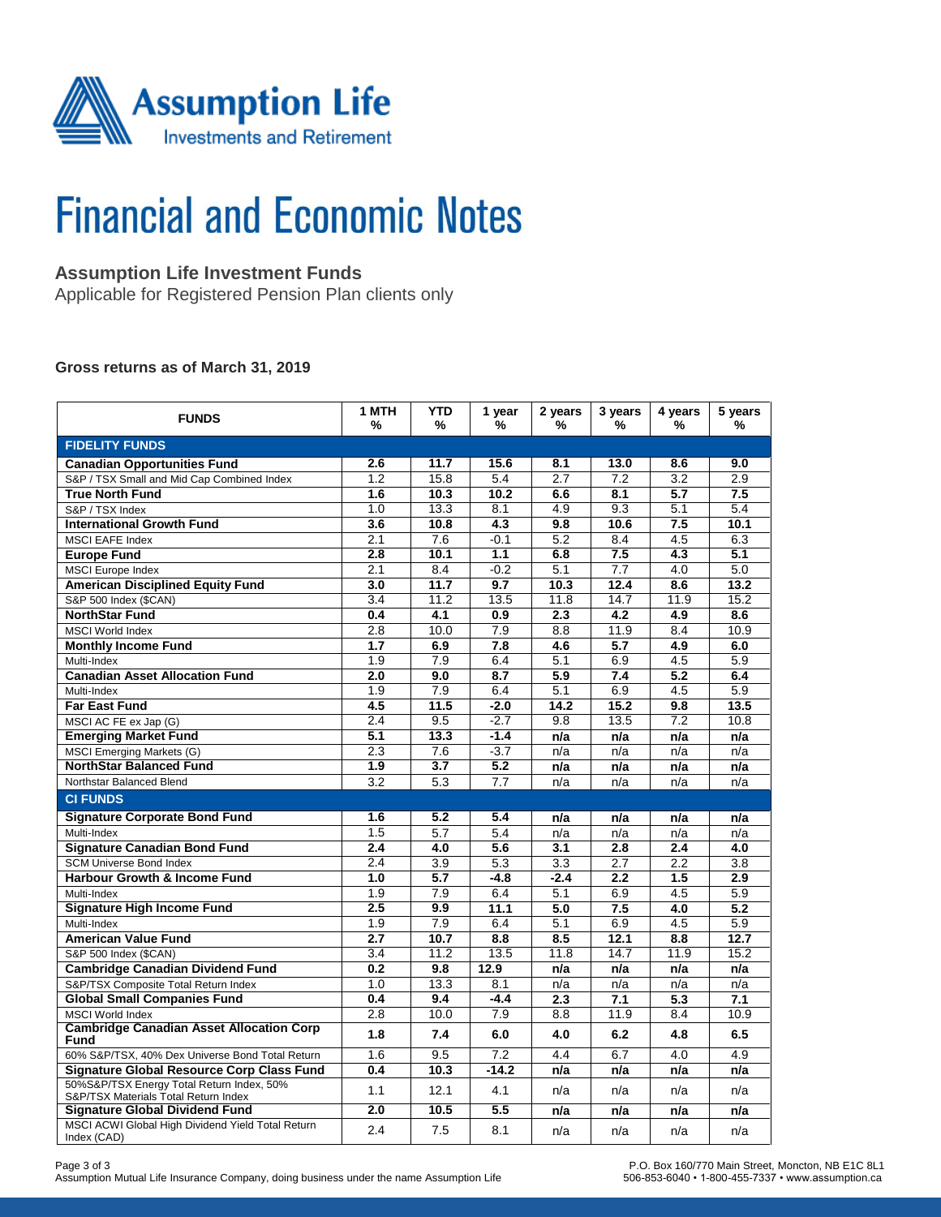# Financial and Economic Notes

## Assumption Life Investment Funds

Applicable for Registered Pension Plan clients only

**Gross returns as of March 31, 2019**

| FUNDS | 1 MTH % | YTD % | 1 year % | 2 years % | 3 years % | 4 years % | 5 years % |
|---|---|---|---|---|---|---|---|
| **FIDELITY FUNDS** | | | | | | | |
| **Canadian Opportunities Fund** | **2.6** | **11.7** | **15.6** | **8.1** | **13.0** | **8.6** | **9.0** |
| S&P / TSX Small and Mid Cap Combined Index | 1.2 | 15.8 | 5.4 | 2.7 | 7.2 | 3.2 | 2.9 |
| **True North Fund** | **1.6** | **10.3** | **10.2** | **6.6** | **8.1** | **5.7** | **7.5** |
| S&P / TSX Index | 1.0 | 13.3 | 8.1 | 4.9 | 9.3 | 5.1 | 5.4 |
| **International Growth Fund** | **3.6** | **10.8** | **4.3** | **9.8** | **10.6** | **7.5** | **10.1** |
| MSCI EAFE Index | 2.1 | 7.6 | -0.1 | 5.2 | 8.4 | 4.5 | 6.3 |
| **Europe Fund** | **2.8** | **10.1** | **1.1** | **6.8** | **7.5** | **4.3** | **5.1** |
| MSCI Europe Index | 2.1 | 8.4 | -0.2 | 5.1 | 7.7 | 4.0 | 5.0 |
| **American Disciplined Equity Fund** | **3.0** | **11.7** | **9.7** | **10.3** | **12.4** | **8.6** | **13.2** |
| S&P 500 Index ($CAN) | 3.4 | 11.2 | 13.5 | 11.8 | 14.7 | 11.9 | 15.2 |
| **NorthStar Fund** | **0.4** | **4.1** | **0.9** | **2.3** | **4.2** | **4.9** | **8.6** |
| MSCI World Index | 2.8 | 10.0 | 7.9 | 8.8 | 11.9 | 8.4 | 10.9 |
| **Monthly Income Fund** | **1.7** | **6.9** | **7.8** | **4.6** | **5.7** | **4.9** | **6.0** |
| Multi-Index | 1.9 | 7.9 | 6.4 | 5.1 | 6.9 | 4.5 | 5.9 |
| **Canadian Asset Allocation Fund** | **2.0** | **9.0** | **8.7** | **5.9** | **7.4** | **5.2** | **6.4** |
| Multi-Index | 1.9 | 7.9 | 6.4 | 5.1 | 6.9 | 4.5 | 5.9 |
| **Far East Fund** | **4.5** | **11.5** | **-2.0** | **14.2** | **15.2** | **9.8** | **13.5** |
| MSCI AC FE ex Jap (G) | 2.4 | 9.5 | -2.7 | 9.8 | 13.5 | 7.2 | 10.8 |
| **Emerging Market Fund** | **5.1** | **13.3** | **-1.4** | **n/a** | **n/a** | **n/a** | **n/a** |
| MSCI Emerging Markets (G) | 2.3 | 7.6 | -3.7 | n/a | n/a | n/a | n/a |
| **NorthStar Balanced Fund** | **1.9** | **3.7** | **5.2** | **n/a** | **n/a** | **n/a** | **n/a** |
| Northstar Balanced Blend | 3.2 | 5.3 | 7.7 | n/a | n/a | n/a | n/a |
| **CI FUNDS** | | | | | | | |
| **Signature Corporate Bond Fund** | **1.6** | **5.2** | **5.4** | **n/a** | **n/a** | **n/a** | **n/a** |
| Multi-Index | 1.5 | 5.7 | 5.4 | n/a | n/a | n/a | n/a |
| **Signature Canadian Bond Fund** | **2.4** | **4.0** | **5.6** | **3.1** | **2.8** | **2.4** | **4.0** |
| SCM Universe Bond Index | 2.4 | 3.9 | 5.3 | 3.3 | 2.7 | 2.2 | 3.8 |
| **Harbour Growth & Income Fund** | **1.0** | **5.7** | **-4.8** | **-2.4** | **2.2** | **1.5** | **2.9** |
| Multi-Index | 1.9 | 7.9 | 6.4 | 5.1 | 6.9 | 4.5 | 5.9 |
| **Signature High Income Fund** | **2.5** | **9.9** | **11.1** | **5.0** | **7.5** | **4.0** | **5.2** |
| Multi-Index | 1.9 | 7.9 | 6.4 | 5.1 | 6.9 | 4.5 | 5.9 |
| **American Value Fund** | **2.7** | **10.7** | **8.8** | **8.5** | **12.1** | **8.8** | **12.7** |
| S&P 500 Index ($CAN) | 3.4 | 11.2 | 13.5 | 11.8 | 14.7 | 11.9 | 15.2 |
| **Cambridge Canadian Dividend Fund** | **0.2** | **9.8** | **12.9** | **n/a** | **n/a** | **n/a** | **n/a** |
| S&P/TSX Composite Total Return Index | 1.0 | 13.3 | 8.1 | n/a | n/a | n/a | n/a |
| **Global Small Companies Fund** | **0.4** | **9.4** | **-4.4** | **2.3** | **7.1** | **5.3** | **7.1** |
| MSCI World Index | 2.8 | 10.0 | 7.9 | 8.8 | 11.9 | 8.4 | 10.9 |
| **Cambridge Canadian Asset Allocation Corp Fund** | **1.8** | **7.4** | **6.0** | **4.0** | **6.2** | **4.8** | **6.5** |
| 60% S&P/TSX, 40% Dex Universe Bond Total Return | 1.6 | 9.5 | 7.2 | 4.4 | 6.7 | 4.0 | 4.9 |
| **Signature Global Resource Corp Class Fund** | **0.4** | **10.3** | **-14.2** | **n/a** | **n/a** | **n/a** | **n/a** |
| 50%S&P/TSX Energy Total Return Index, 50% S&P/TSX Materials Total Return Index | 1.1 | 12.1 | 4.1 | n/a | n/a | n/a | n/a |
| **Signature Global Dividend Fund** | **2.0** | **10.5** | **5.5** | **n/a** | **n/a** | **n/a** | **n/a** |
| MSCI ACWI Global High Dividend Yield Total Return Index (CAD) | 2.4 | 7.5 | 8.1 | n/a | n/a | n/a | n/a |

Assumption Mutual Life Insurance Company, doing business under the name Assumption Life

P.O. Box 160/770 Main Street, Moncton, NB E1C 8L1
506-853-6040 • 1-800-455-7337 • www.assumption.ca